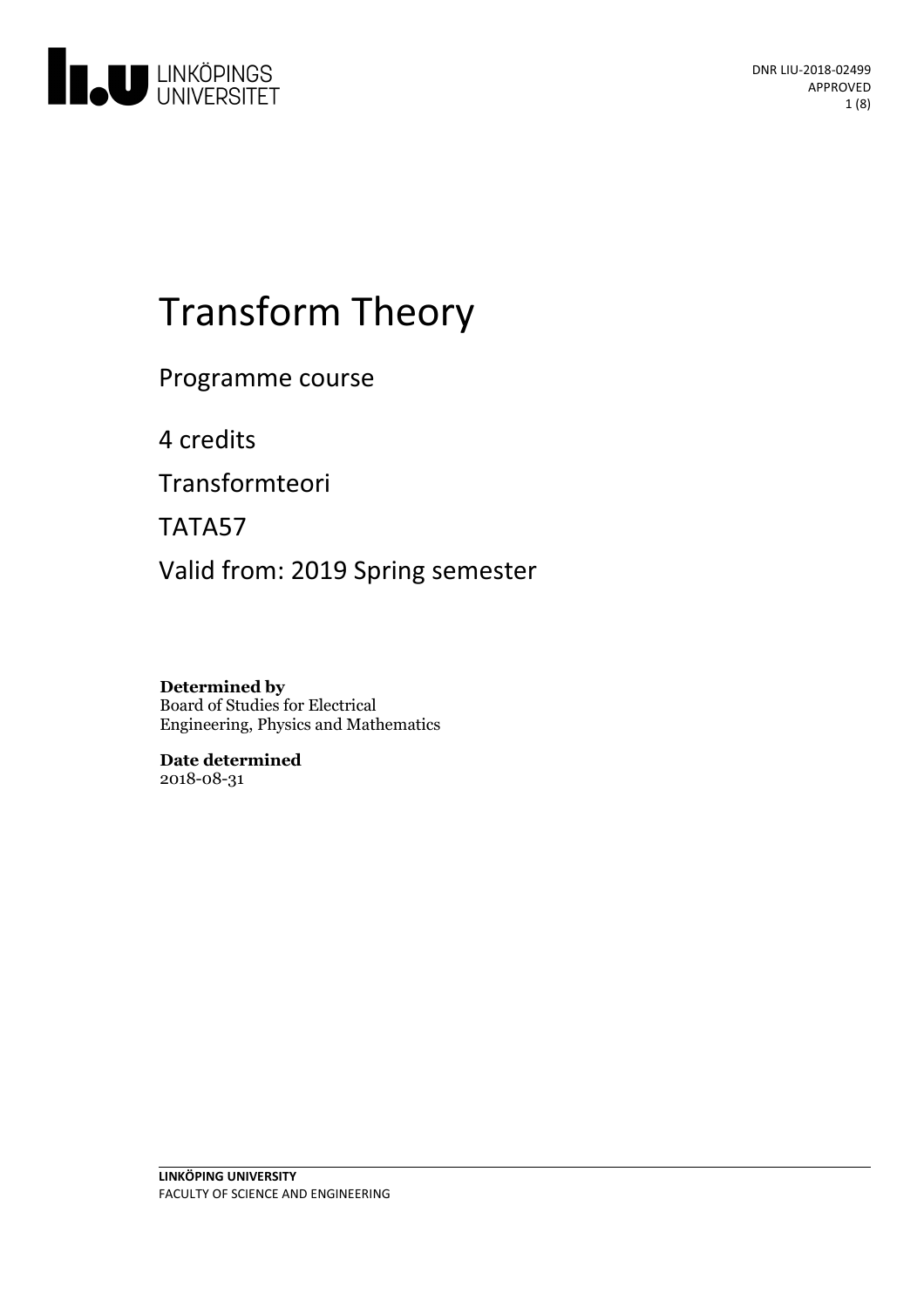DNR LIU-2018-02499
APPROVED

# Transform Theory

Programme course

4 credits

Transformteori

TATA57

Valid from: 2019 Spring semester

**Determined by**
Board of Studies for Electrical Engineering, Physics and Mathematics

**Date determined**
2018-08-31

**LINKÖPING UNIVERSITY**
FACULTY OF SCIENCE AND ENGINEERING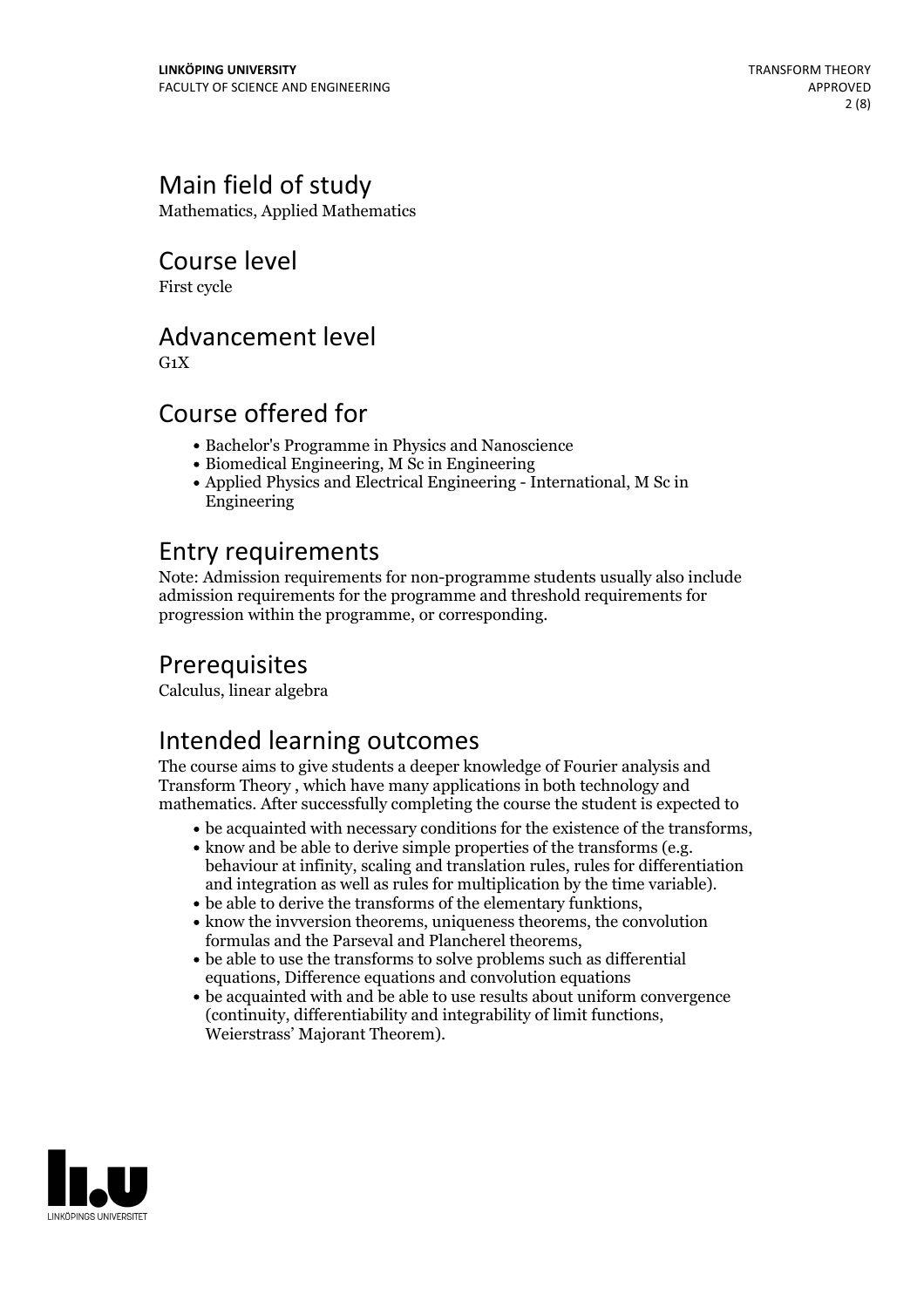# Main field of study

Mathematics, Applied Mathematics

# Course level

First cycle

# Advancement level

G1X

# Course offered for

- Bachelor's Programme in Physics and Nanoscience
- Biomedical Engineering, M Sc in Engineering
- Applied Physics and Electrical Engineering - International, M Sc in Engineering

# Entry requirements

Note: Admission requirements for non-programme students usually also include admission requirements for the programme and threshold requirements for progression within the programme, or corresponding.

# Prerequisites

Calculus, linear algebra

# Intended learning outcomes

The course aims to give students a deeper knowledge of Fourier analysis and Transform Theory , which have many applications in both technology and mathematics. After successfully completing the course the student is expected to

- be acquainted with necessary conditions for the existence of the transforms,
- know and be able to derive simple properties of the transforms (e.g. behaviour at infinity, scaling and translation rules, rules for differentiation and integration as well as rules for multiplication by the time variable).
- be able to derive the transforms of the elementary funktions,
- know the invversion theorems, uniqueness theorems, the convolution formulas and the Parseval and Plancherel theorems,
- be able to use the transforms to solve problems such as differential equations, Difference equations and convolution equations
- be acquainted with and be able to use results about uniform convergence (continuity, differentiability and integrability of limit functions, Weierstrass' Majorant Theorem).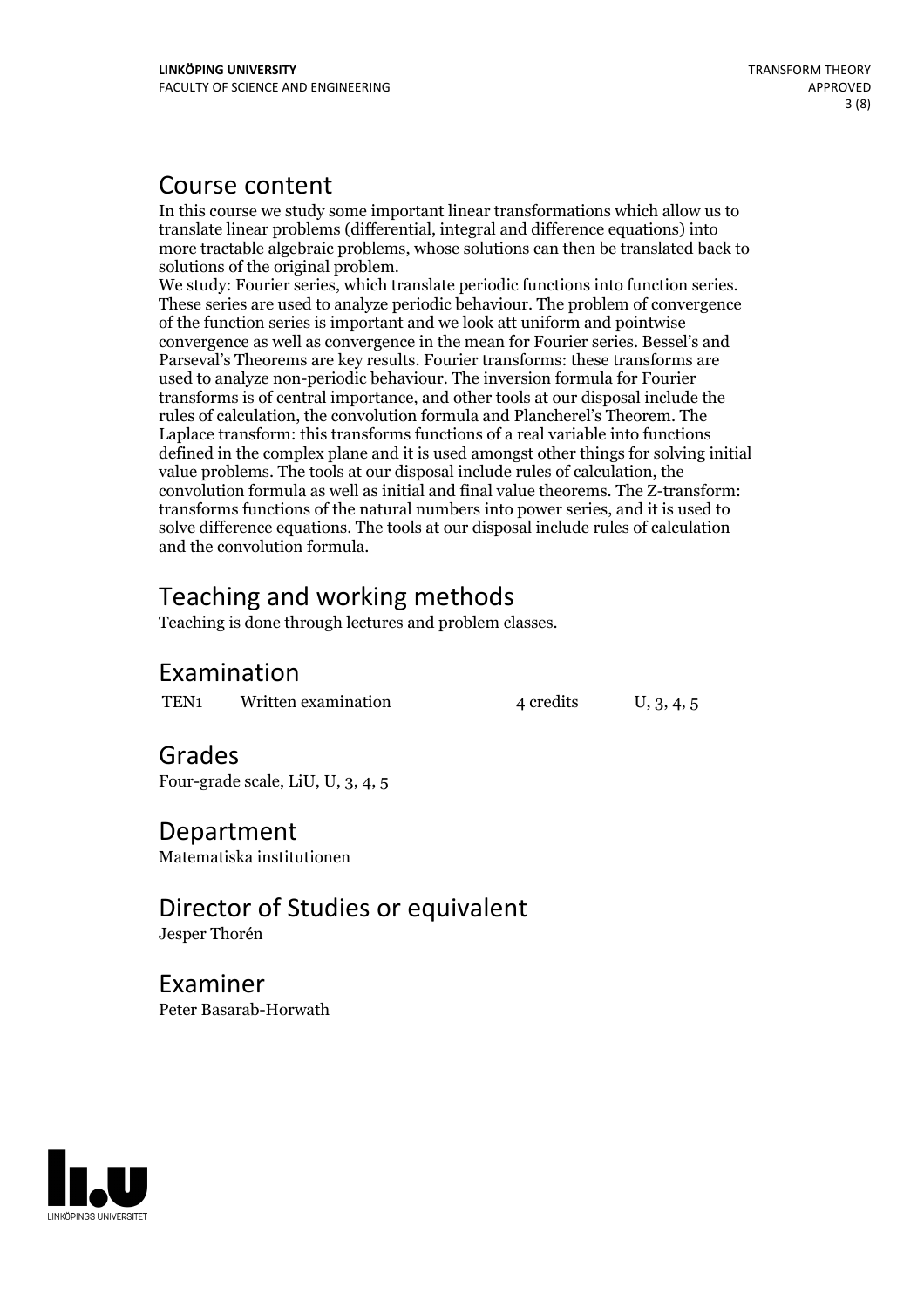## Course content

In this course we study some important linear transformations which allow us to translate linear problems (differential, integral and difference equations) into more tractable algebraic problems, whose solutions can then be translated back to solutions of the original problem.
We study: Fourier series, which translate periodic functions into function series. These series are used to analyze periodic behaviour. The problem of convergence of the function series is important and we look att uniform and pointwise convergence as well as convergence in the mean for Fourier series. Bessel's and Parseval's Theorems are key results. Fourier transforms: these transforms are used to analyze non-periodic behaviour. The inversion formula for Fourier transforms is of central importance, and other tools at our disposal include the rules of calculation, the convolution formula and Plancherel's Theorem. The Laplace transform: this transforms functions of a real variable into functions defined in the complex plane and it is used amongst other things for solving initial value problems. The tools at our disposal include rules of calculation, the convolution formula as well as initial and final value theorems. The Z-transform: transforms functions of the natural numbers into power series, and it is used to solve difference equations. The tools at our disposal include rules of calculation and the convolution formula.

## Teaching and working methods

Teaching is done through lectures and problem classes.

## Examination

| | | | |
|---|---|---|---|
| TEN1 | Written examination | 4 credits | U, 3, 4, 5 |

## Grades

Four-grade scale, LiU, U, 3, 4, 5

## Department

Matematiska institutionen

## Director of Studies or equivalent

Jesper Thorén

## Examiner

Peter Basarab-Horwath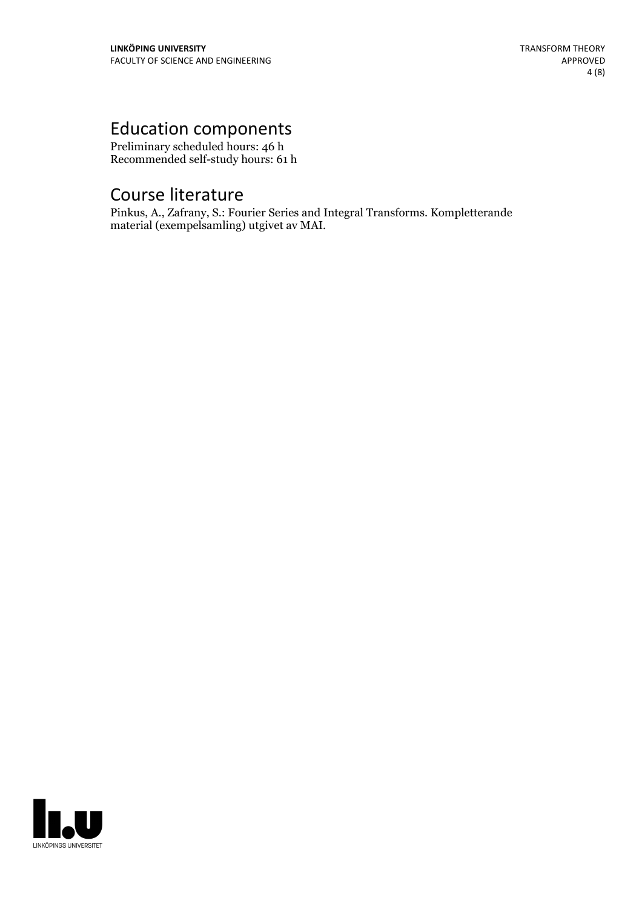# Education components

Preliminary scheduled hours: 46 h
Recommended self-study hours: 61 h

# Course literature

Pinkus, A., Zafrany, S.: Fourier Series and Integral Transforms. Kompletterande material (exempelsamling) utgivet av MAI.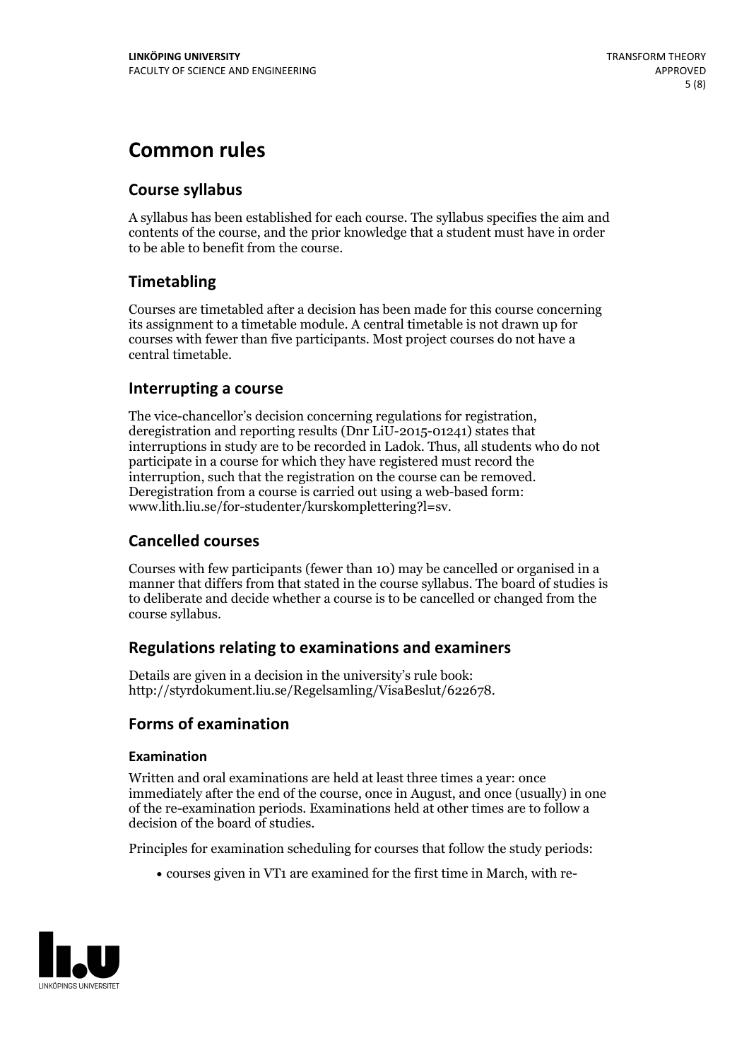# Common rules

## Course syllabus

A syllabus has been established for each course. The syllabus specifies the aim and contents of the course, and the prior knowledge that a student must have in order to be able to benefit from the course.

## Timetabling

Courses are timetabled after a decision has been made for this course concerning its assignment to a timetable module. A central timetable is not drawn up for courses with fewer than five participants. Most project courses do not have a central timetable.

## Interrupting a course

The vice-chancellor's decision concerning regulations for registration, deregistration and reporting results (Dnr LiU-2015-01241) states that interruptions in study are to be recorded in Ladok. Thus, all students who do not participate in a course for which they have registered must record the interruption, such that the registration on the course can be removed. Deregistration from a course is carried out using a web-based form: www.lith.liu.se/for-studenter/kurskomplettering?l=sv.

## Cancelled courses

Courses with few participants (fewer than 10) may be cancelled or organised in a manner that differs from that stated in the course syllabus. The board of studies is to deliberate and decide whether a course is to be cancelled or changed from the course syllabus.

## Regulations relating to examinations and examiners

Details are given in a decision in the university's rule book: http://styrdokument.liu.se/Regelsamling/VisaBeslut/622678.

## Forms of examination

### Examination

Written and oral examinations are held at least three times a year: once immediately after the end of the course, once in August, and once (usually) in one of the re-examination periods. Examinations held at other times are to follow a decision of the board of studies.

Principles for examination scheduling for courses that follow the study periods:

- courses given in VT1 are examined for the first time in March, with re-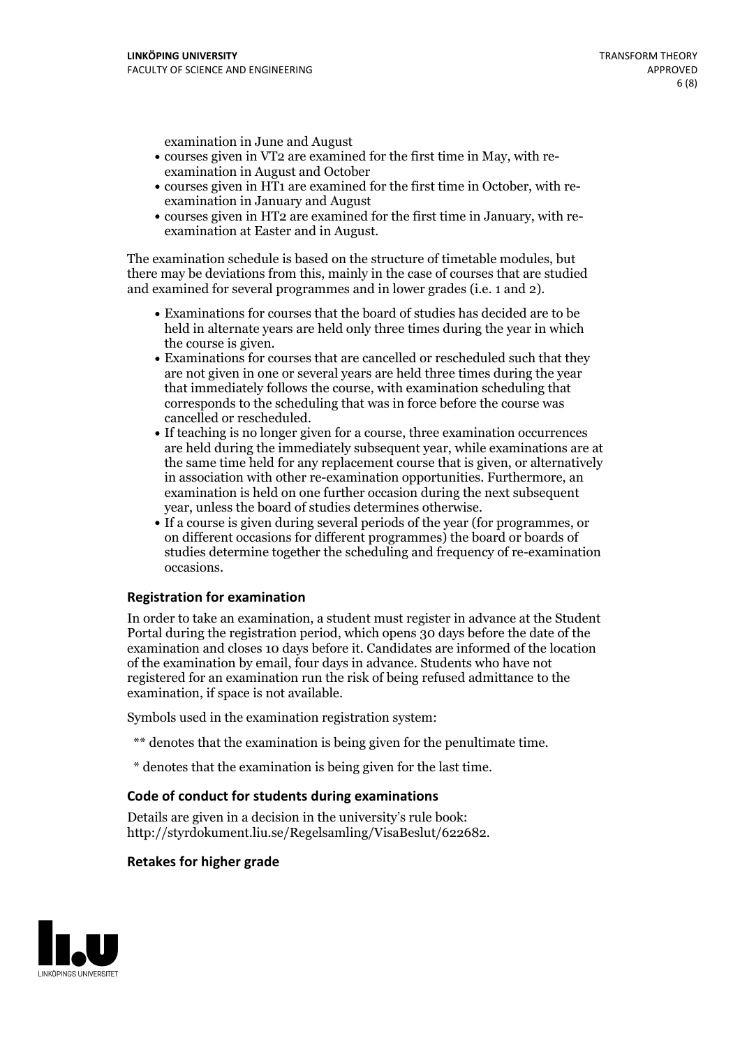examination in June and August

- courses given in VT2 are examined for the first time in May, with re-examination in August and October
- courses given in HT1 are examined for the first time in October, with re-examination in January and August
- courses given in HT2 are examined for the first time in January, with re-examination at Easter and in August.

The examination schedule is based on the structure of timetable modules, but there may be deviations from this, mainly in the case of courses that are studied and examined for several programmes and in lower grades (i.e. 1 and 2).

- Examinations for courses that the board of studies has decided are to be held in alternate years are held only three times during the year in which the course is given.
- Examinations for courses that are cancelled or rescheduled such that they are not given in one or several years are held three times during the year that immediately follows the course, with examination scheduling that corresponds to the scheduling that was in force before the course was cancelled or rescheduled.
- If teaching is no longer given for a course, three examination occurrences are held during the immediately subsequent year, while examinations are at the same time held for any replacement course that is given, or alternatively in association with other re-examination opportunities. Furthermore, an examination is held on one further occasion during the next subsequent year, unless the board of studies determines otherwise.
- If a course is given during several periods of the year (for programmes, or on different occasions for different programmes) the board or boards of studies determine together the scheduling and frequency of re-examination occasions.

### Registration for examination

In order to take an examination, a student must register in advance at the Student Portal during the registration period, which opens 30 days before the date of the examination and closes 10 days before it. Candidates are informed of the location of the examination by email, four days in advance. Students who have not registered for an examination run the risk of being refused admittance to the examination, if space is not available.

Symbols used in the examination registration system:

** denotes that the examination is being given for the penultimate time.

* denotes that the examination is being given for the last time.

### Code of conduct for students during examinations

Details are given in a decision in the university's rule book: http://styrdokument.liu.se/Regelsamling/VisaBeslut/622682.

### Retakes for higher grade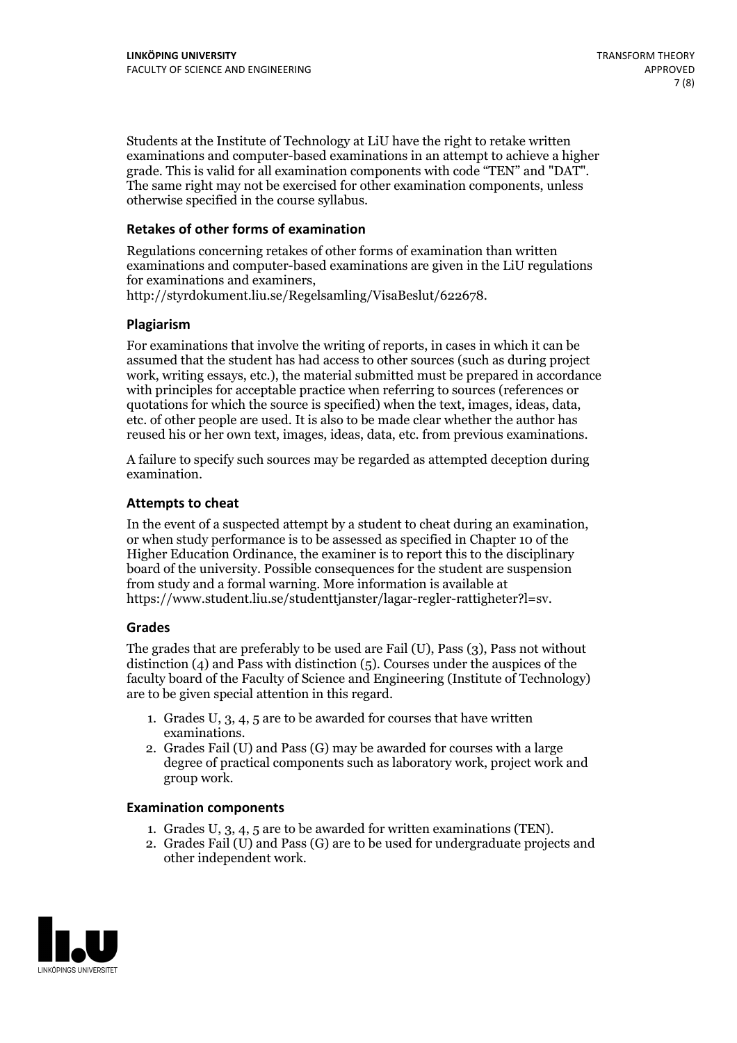Students at the Institute of Technology at LiU have the right to retake written examinations and computer-based examinations in an attempt to achieve a higher grade. This is valid for all examination components with code "TEN" and "DAT". The same right may not be exercised for other examination components, unless otherwise specified in the course syllabus.

### Retakes of other forms of examination

Regulations concerning retakes of other forms of examination than written examinations and computer-based examinations are given in the LiU regulations for examinations and examiners, http://styrdokument.liu.se/Regelsamling/VisaBeslut/622678.

### Plagiarism

For examinations that involve the writing of reports, in cases in which it can be assumed that the student has had access to other sources (such as during project work, writing essays, etc.), the material submitted must be prepared in accordance with principles for acceptable practice when referring to sources (references or quotations for which the source is specified) when the text, images, ideas, data, etc. of other people are used. It is also to be made clear whether the author has reused his or her own text, images, ideas, data, etc. from previous examinations.

A failure to specify such sources may be regarded as attempted deception during examination.

### Attempts to cheat

In the event of a suspected attempt by a student to cheat during an examination, or when study performance is to be assessed as specified in Chapter 10 of the Higher Education Ordinance, the examiner is to report this to the disciplinary board of the university. Possible consequences for the student are suspension from study and a formal warning. More information is available at https://www.student.liu.se/studenttjanster/lagar-regler-rattigheter?l=sv.

### Grades

The grades that are preferably to be used are Fail (U), Pass (3), Pass not without distinction (4) and Pass with distinction (5). Courses under the auspices of the faculty board of the Faculty of Science and Engineering (Institute of Technology) are to be given special attention in this regard.

1. Grades U, 3, 4, 5 are to be awarded for courses that have written examinations.
2. Grades Fail (U) and Pass (G) may be awarded for courses with a large degree of practical components such as laboratory work, project work and group work.

### Examination components

1. Grades U, 3, 4, 5 are to be awarded for written examinations (TEN).
2. Grades Fail (U) and Pass (G) are to be used for undergraduate projects and other independent work.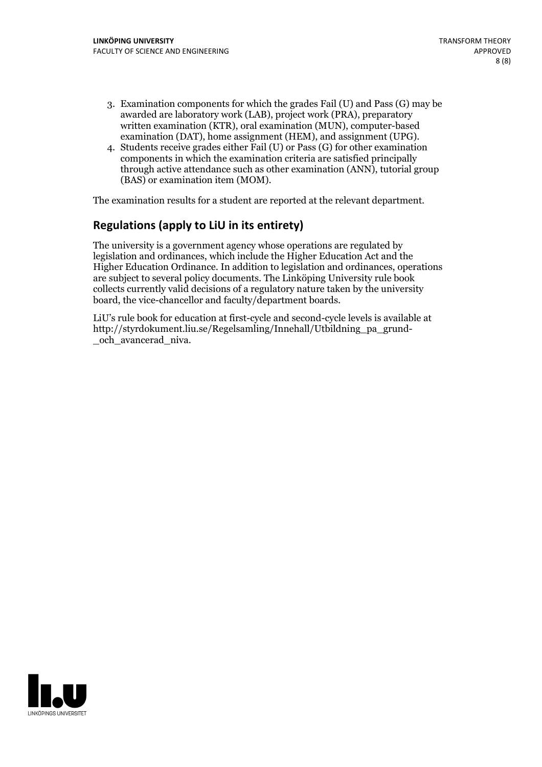3. Examination components for which the grades Fail (U) and Pass (G) may be awarded are laboratory work (LAB), project work (PRA), preparatory written examination (KTR), oral examination (MUN), computer-based examination (DAT), home assignment (HEM), and assignment (UPG).
4. Students receive grades either Fail (U) or Pass (G) for other examination components in which the examination criteria are satisfied principally through active attendance such as other examination (ANN), tutorial group (BAS) or examination item (MOM).

The examination results for a student are reported at the relevant department.

## Regulations (apply to LiU in its entirety)

The university is a government agency whose operations are regulated by legislation and ordinances, which include the Higher Education Act and the Higher Education Ordinance. In addition to legislation and ordinances, operations are subject to several policy documents. The Linköping University rule book collects currently valid decisions of a regulatory nature taken by the university board, the vice-chancellor and faculty/department boards.

LiU's rule book for education at first-cycle and second-cycle levels is available at http://styrdokument.liu.se/Regelsamling/Innehall/Utbildning_pa_grund-_och_avancerad_niva.